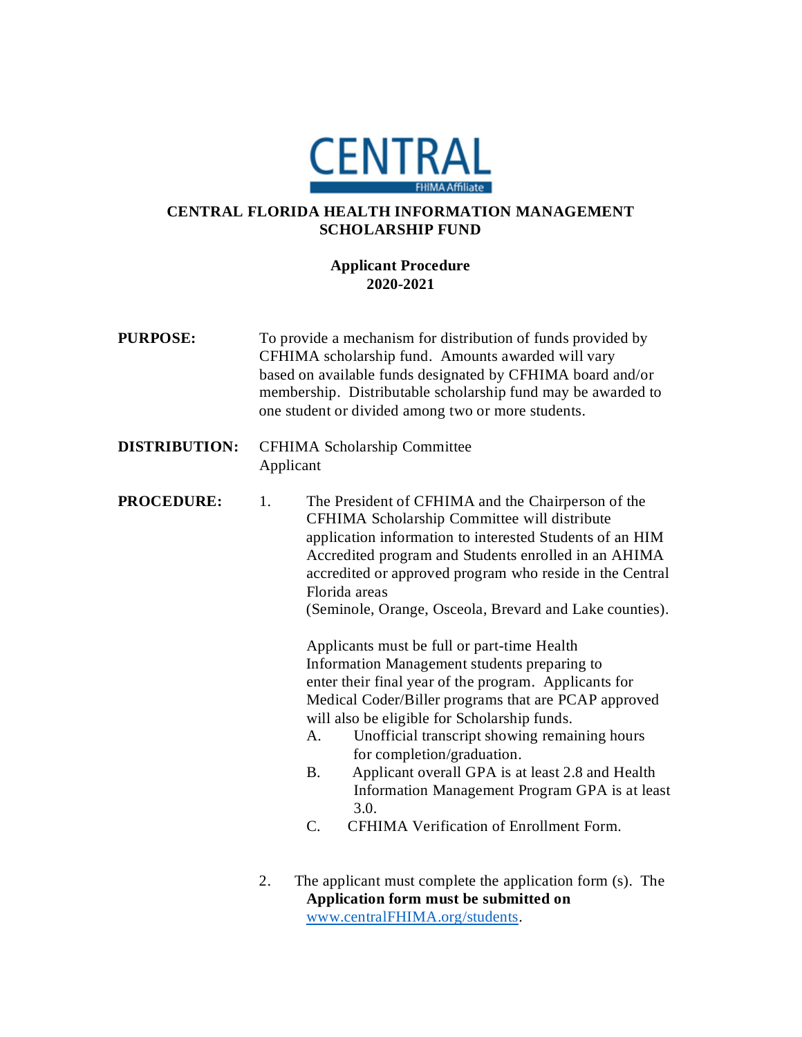CENTRAL

FHIMA Affiliate

# CENTRAL FLORIDA HEALTH INFORMATION MANAGEMENT SCHOLARSHIP FUND

## Applicant Procedure
## 2020-2021

**PURPOSE:** To provide a mechanism for distribution of funds provided by CFHIMA scholarship fund. Amounts awarded will vary based on available funds designated by CFHIMA board and/or membership. Distributable scholarship fund may be awarded to one student or divided among two or more students.

**DISTRIBUTION:** CFHIMA Scholarship Committee
Applicant

**PROCEDURE:**

1. The President of CFHIMA and the Chairperson of the CFHIMA Scholarship Committee will distribute application information to interested Students of an HIM Accredited program and Students enrolled in an AHIMA accredited or approved program who reside in the Central Florida areas
(Seminole, Orange, Osceola, Brevard and Lake counties).

   Applicants must be full or part-time Health Information Management students preparing to enter their final year of the program. Applicants for Medical Coder/Biller programs that are PCAP approved will also be eligible for Scholarship funds.

   A. Unofficial transcript showing remaining hours for completion/graduation.
   B. Applicant overall GPA is at least 2.8 and Health Information Management Program GPA is at least 3.0.
   C. CFHIMA Verification of Enrollment Form.

2. The applicant must complete the application form (s). The **Application form must be submitted on** www.centralFHIMA.org/students.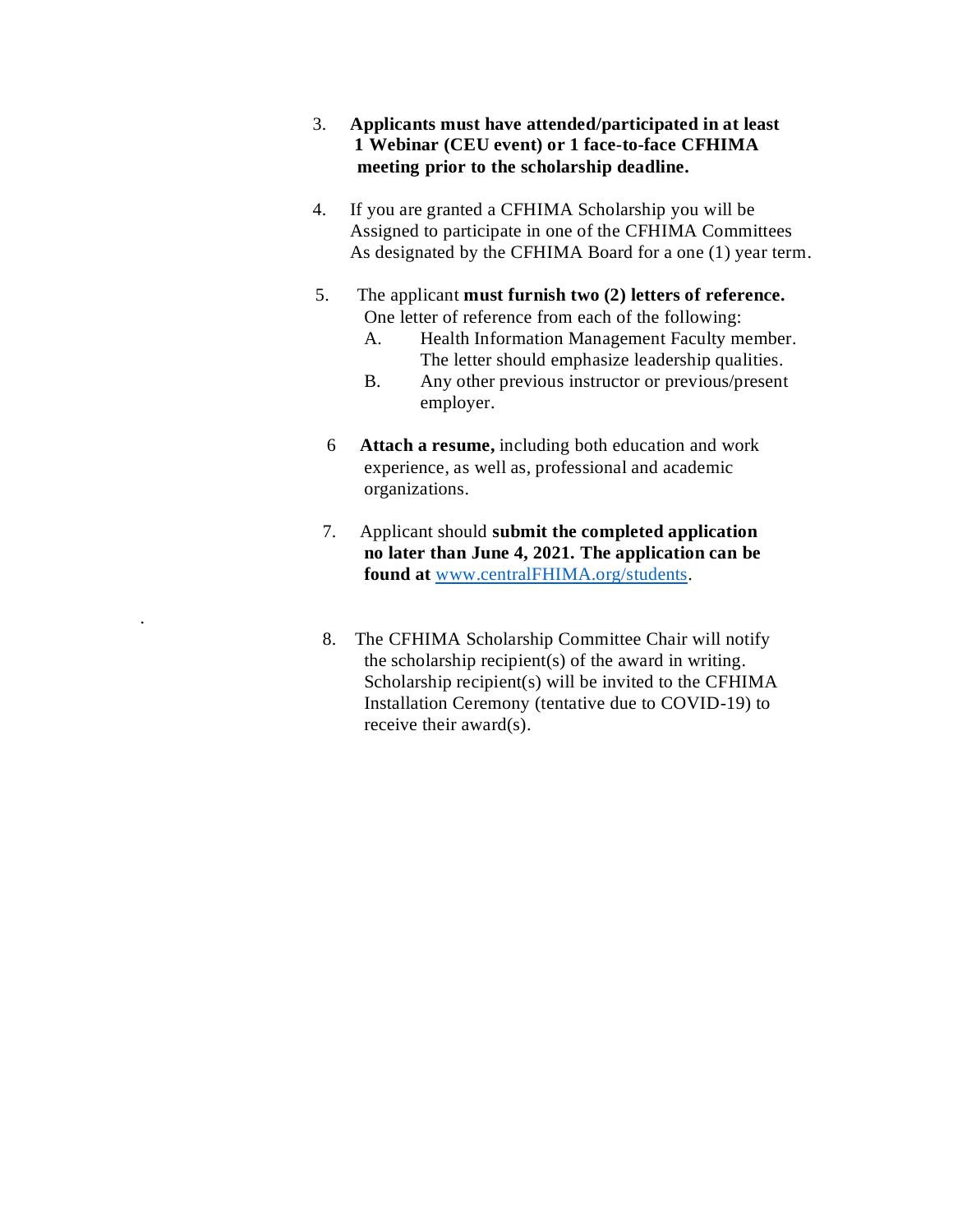3. **Applicants must have attended/participated in at least 1 Webinar (CEU event) or 1 face-to-face CFHIMA meeting prior to the scholarship deadline.**

4. If you are granted a CFHIMA Scholarship you will be Assigned to participate in one of the CFHIMA Committees As designated by the CFHIMA Board for a one (1) year term.

5. The applicant **must furnish two (2) letters of reference.** One letter of reference from each of the following:
   - A. Health Information Management Faculty member. The letter should emphasize leadership qualities.
   - B. Any other previous instructor or previous/present employer.

6. **Attach a resume,** including both education and work experience, as well as, professional and academic organizations.

7. Applicant should **submit the completed application no later than June 4, 2021. The application can be found at** www.centralFHIMA.org/students.

8. The CFHIMA Scholarship Committee Chair will notify the scholarship recipient(s) of the award in writing. Scholarship recipient(s) will be invited to the CFHIMA Installation Ceremony (tentative due to COVID-19) to receive their award(s).